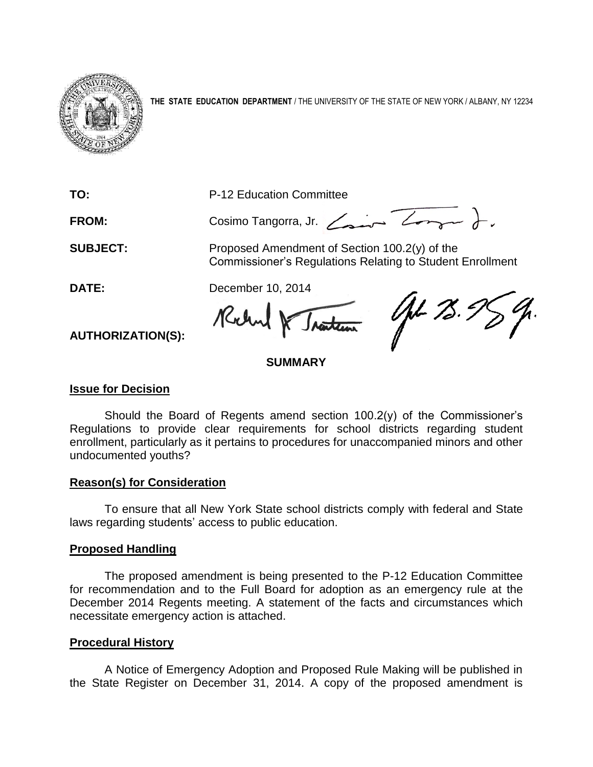**THE STATE EDUCATION DEPARTMENT** / THE UNIVERSITY OF THE STATE OF NEW YORK / ALBANY, NY 12234

**TO:** P-12 Education Committee

**FROM:** Cosimo Tangorra, Jr.

**SUBJECT:** Proposed Amendment of Section 100.2(y) of the Commissioner's Regulations Relating to Student Enrollment

**DATE:** December 10, 2014

**AUTHORIZATION(S):**

## SUMMARY

### Issue for Decision

Should the Board of Regents amend section 100.2(y) of the Commissioner's Regulations to provide clear requirements for school districts regarding student enrollment, particularly as it pertains to procedures for unaccompanied minors and other undocumented youths?

### Reason(s) for Consideration

To ensure that all New York State school districts comply with federal and State laws regarding students' access to public education.

### Proposed Handling

The proposed amendment is being presented to the P-12 Education Committee for recommendation and to the Full Board for adoption as an emergency rule at the December 2014 Regents meeting. A statement of the facts and circumstances which necessitate emergency action is attached.

### Procedural History

A Notice of Emergency Adoption and Proposed Rule Making will be published in the State Register on December 31, 2014. A copy of the proposed amendment is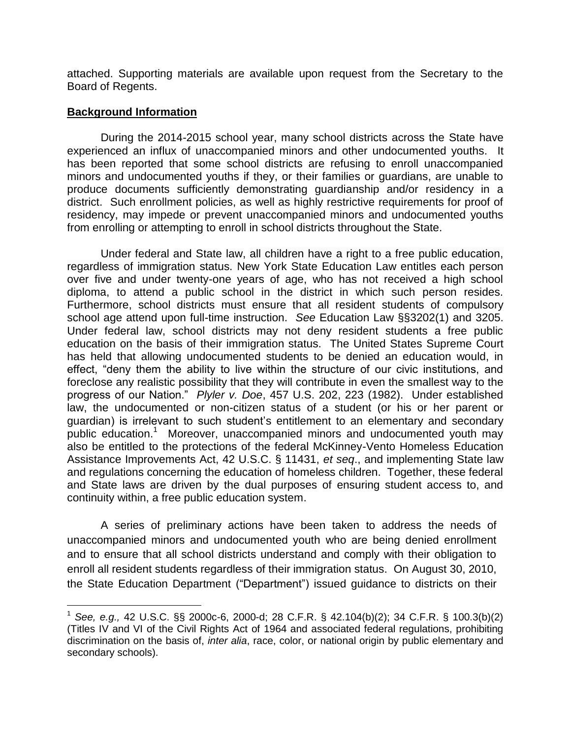attached. Supporting materials are available upon request from the Secretary to the Board of Regents.

**Background Information**

During the 2014-2015 school year, many school districts across the State have experienced an influx of unaccompanied minors and other undocumented youths. It has been reported that some school districts are refusing to enroll unaccompanied minors and undocumented youths if they, or their families or guardians, are unable to produce documents sufficiently demonstrating guardianship and/or residency in a district. Such enrollment policies, as well as highly restrictive requirements for proof of residency, may impede or prevent unaccompanied minors and undocumented youths from enrolling or attempting to enroll in school districts throughout the State.

Under federal and State law, all children have a right to a free public education, regardless of immigration status. New York State Education Law entitles each person over five and under twenty-one years of age, who has not received a high school diploma, to attend a public school in the district in which such person resides. Furthermore, school districts must ensure that all resident students of compulsory school age attend upon full-time instruction. *See* Education Law §§3202(1) and 3205. Under federal law, school districts may not deny resident students a free public education on the basis of their immigration status. The United States Supreme Court has held that allowing undocumented students to be denied an education would, in effect, "deny them the ability to live within the structure of our civic institutions, and foreclose any realistic possibility that they will contribute in even the smallest way to the progress of our Nation." *Plyler v. Doe*, 457 U.S. 202, 223 (1982). Under established law, the undocumented or non-citizen status of a student (or his or her parent or guardian) is irrelevant to such student's entitlement to an elementary and secondary public education.[1] Moreover, unaccompanied minors and undocumented youth may also be entitled to the protections of the federal McKinney-Vento Homeless Education Assistance Improvements Act, 42 U.S.C. § 11431, *et seq*., and implementing State law and regulations concerning the education of homeless children. Together, these federal and State laws are driven by the dual purposes of ensuring student access to, and continuity within, a free public education system.

A series of preliminary actions have been taken to address the needs of unaccompanied minors and undocumented youth who are being denied enrollment and to ensure that all school districts understand and comply with their obligation to enroll all resident students regardless of their immigration status. On August 30, 2010, the State Education Department ("Department") issued guidance to districts on their

---

[1] *See, e.g.,* 42 U.S.C. §§ 2000c-6, 2000-d; 28 C.F.R. § 42.104(b)(2); 34 C.F.R. § 100.3(b)(2) (Titles IV and VI of the Civil Rights Act of 1964 and associated federal regulations, prohibiting discrimination on the basis of, *inter alia*, race, color, or national origin by public elementary and secondary schools).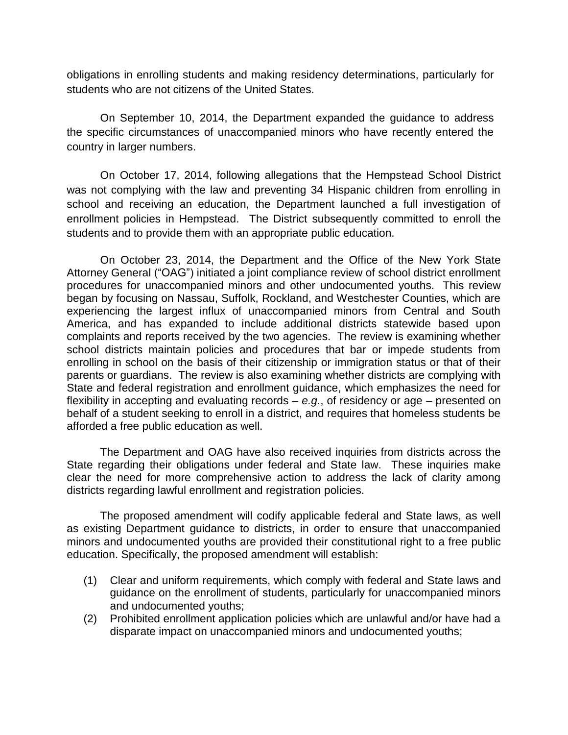obligations in enrolling students and making residency determinations, particularly for students who are not citizens of the United States.

On September 10, 2014, the Department expanded the guidance to address the specific circumstances of unaccompanied minors who have recently entered the country in larger numbers.

On October 17, 2014, following allegations that the Hempstead School District was not complying with the law and preventing 34 Hispanic children from enrolling in school and receiving an education, the Department launched a full investigation of enrollment policies in Hempstead. The District subsequently committed to enroll the students and to provide them with an appropriate public education.

On October 23, 2014, the Department and the Office of the New York State Attorney General ("OAG") initiated a joint compliance review of school district enrollment procedures for unaccompanied minors and other undocumented youths. This review began by focusing on Nassau, Suffolk, Rockland, and Westchester Counties, which are experiencing the largest influx of unaccompanied minors from Central and South America, and has expanded to include additional districts statewide based upon complaints and reports received by the two agencies. The review is examining whether school districts maintain policies and procedures that bar or impede students from enrolling in school on the basis of their citizenship or immigration status or that of their parents or guardians. The review is also examining whether districts are complying with State and federal registration and enrollment guidance, which emphasizes the need for flexibility in accepting and evaluating records – *e.g.*, of residency or age – presented on behalf of a student seeking to enroll in a district, and requires that homeless students be afforded a free public education as well.

The Department and OAG have also received inquiries from districts across the State regarding their obligations under federal and State law. These inquiries make clear the need for more comprehensive action to address the lack of clarity among districts regarding lawful enrollment and registration policies.

The proposed amendment will codify applicable federal and State laws, as well as existing Department guidance to districts, in order to ensure that unaccompanied minors and undocumented youths are provided their constitutional right to a free public education. Specifically, the proposed amendment will establish:

(1) Clear and uniform requirements, which comply with federal and State laws and guidance on the enrollment of students, particularly for unaccompanied minors and undocumented youths;

(2) Prohibited enrollment application policies which are unlawful and/or have had a disparate impact on unaccompanied minors and undocumented youths;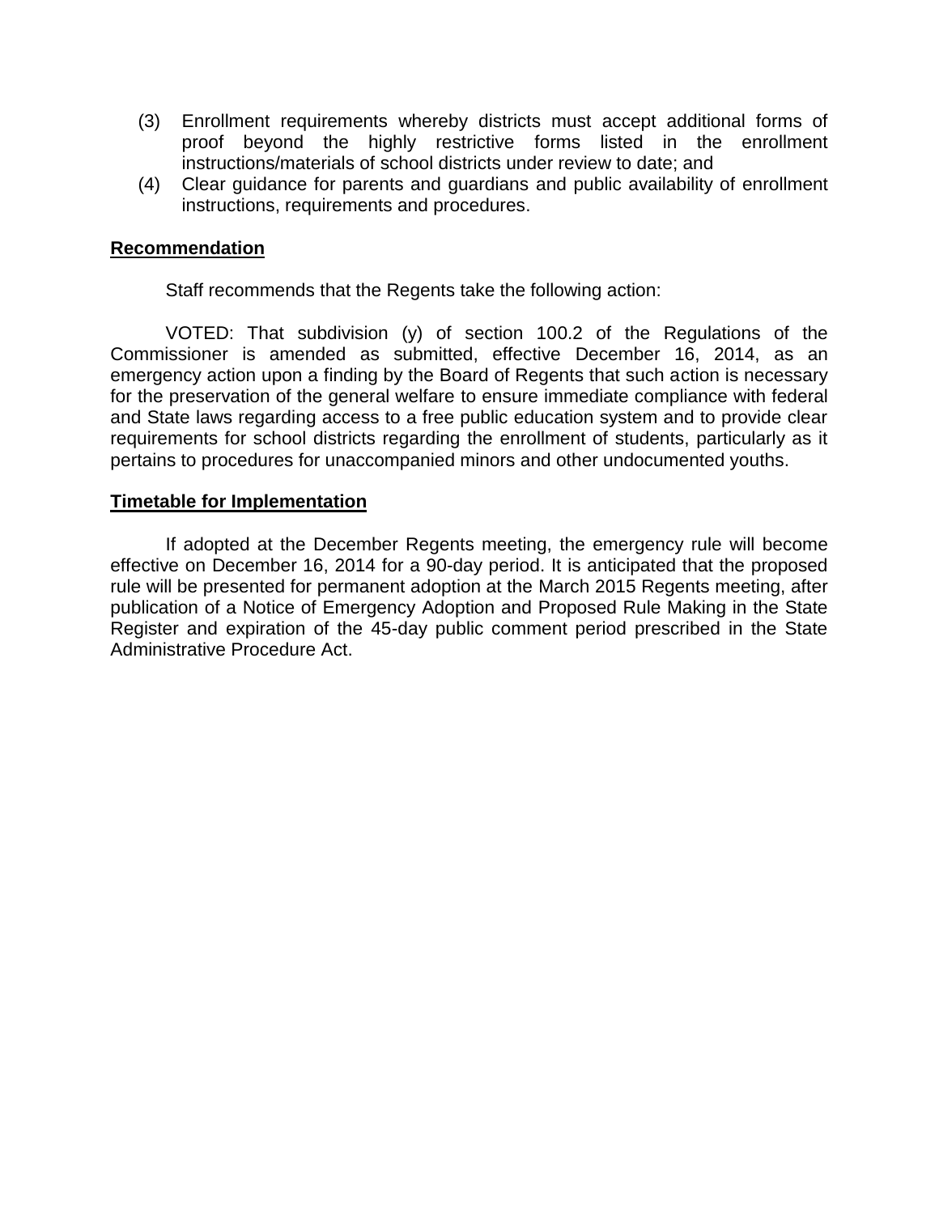(3) Enrollment requirements whereby districts must accept additional forms of proof beyond the highly restrictive forms listed in the enrollment instructions/materials of school districts under review to date; and

(4) Clear guidance for parents and guardians and public availability of enrollment instructions, requirements and procedures.

**Recommendation**

Staff recommends that the Regents take the following action:

VOTED: That subdivision (y) of section 100.2 of the Regulations of the Commissioner is amended as submitted, effective December 16, 2014, as an emergency action upon a finding by the Board of Regents that such action is necessary for the preservation of the general welfare to ensure immediate compliance with federal and State laws regarding access to a free public education system and to provide clear requirements for school districts regarding the enrollment of students, particularly as it pertains to procedures for unaccompanied minors and other undocumented youths.

**Timetable for Implementation**

If adopted at the December Regents meeting, the emergency rule will become effective on December 16, 2014 for a 90-day period. It is anticipated that the proposed rule will be presented for permanent adoption at the March 2015 Regents meeting, after publication of a Notice of Emergency Adoption and Proposed Rule Making in the State Register and expiration of the 45-day public comment period prescribed in the State Administrative Procedure Act.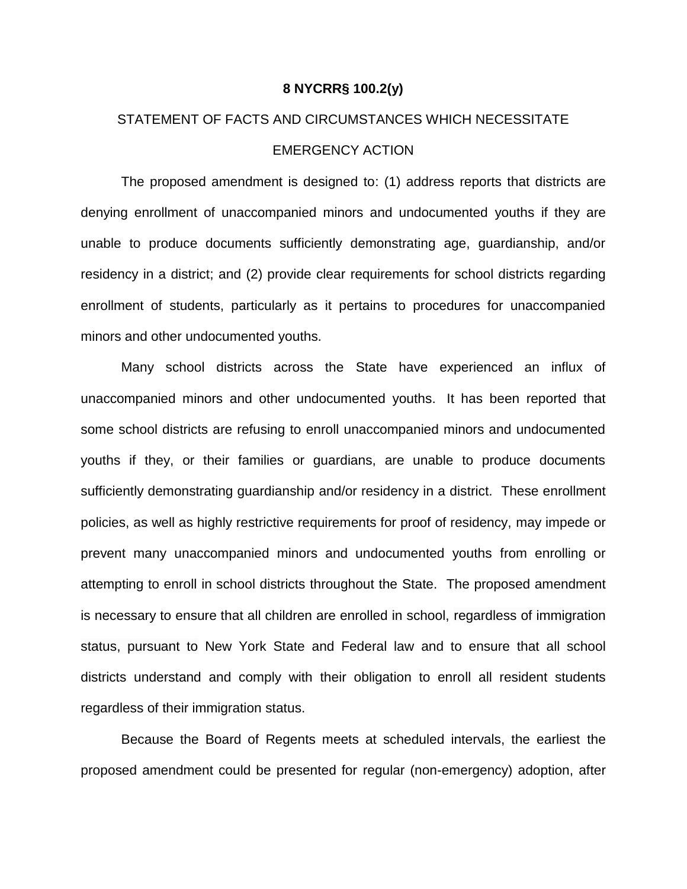**8 NYCRR§ 100.2(y)**

STATEMENT OF FACTS AND CIRCUMSTANCES WHICH NECESSITATE EMERGENCY ACTION

The proposed amendment is designed to: (1) address reports that districts are denying enrollment of unaccompanied minors and undocumented youths if they are unable to produce documents sufficiently demonstrating age, guardianship, and/or residency in a district; and (2) provide clear requirements for school districts regarding enrollment of students, particularly as it pertains to procedures for unaccompanied minors and other undocumented youths.

Many school districts across the State have experienced an influx of unaccompanied minors and other undocumented youths. It has been reported that some school districts are refusing to enroll unaccompanied minors and undocumented youths if they, or their families or guardians, are unable to produce documents sufficiently demonstrating guardianship and/or residency in a district. These enrollment policies, as well as highly restrictive requirements for proof of residency, may impede or prevent many unaccompanied minors and undocumented youths from enrolling or attempting to enroll in school districts throughout the State. The proposed amendment is necessary to ensure that all children are enrolled in school, regardless of immigration status, pursuant to New York State and Federal law and to ensure that all school districts understand and comply with their obligation to enroll all resident students regardless of their immigration status.

Because the Board of Regents meets at scheduled intervals, the earliest the proposed amendment could be presented for regular (non-emergency) adoption, after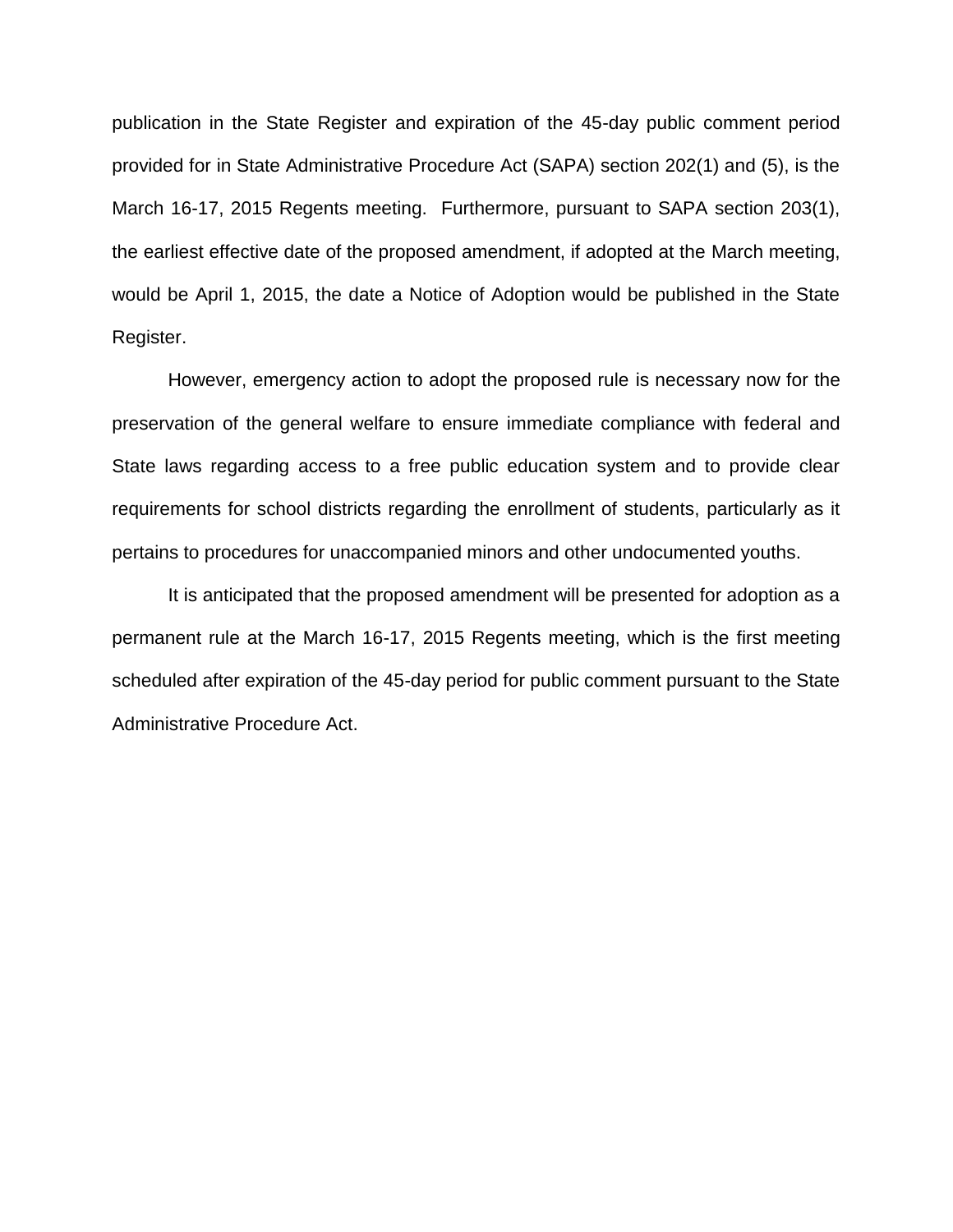publication in the State Register and expiration of the 45-day public comment period provided for in State Administrative Procedure Act (SAPA) section 202(1) and (5), is the March 16-17, 2015 Regents meeting. Furthermore, pursuant to SAPA section 203(1), the earliest effective date of the proposed amendment, if adopted at the March meeting, would be April 1, 2015, the date a Notice of Adoption would be published in the State Register.

However, emergency action to adopt the proposed rule is necessary now for the preservation of the general welfare to ensure immediate compliance with federal and State laws regarding access to a free public education system and to provide clear requirements for school districts regarding the enrollment of students, particularly as it pertains to procedures for unaccompanied minors and other undocumented youths.

It is anticipated that the proposed amendment will be presented for adoption as a permanent rule at the March 16-17, 2015 Regents meeting, which is the first meeting scheduled after expiration of the 45-day period for public comment pursuant to the State Administrative Procedure Act.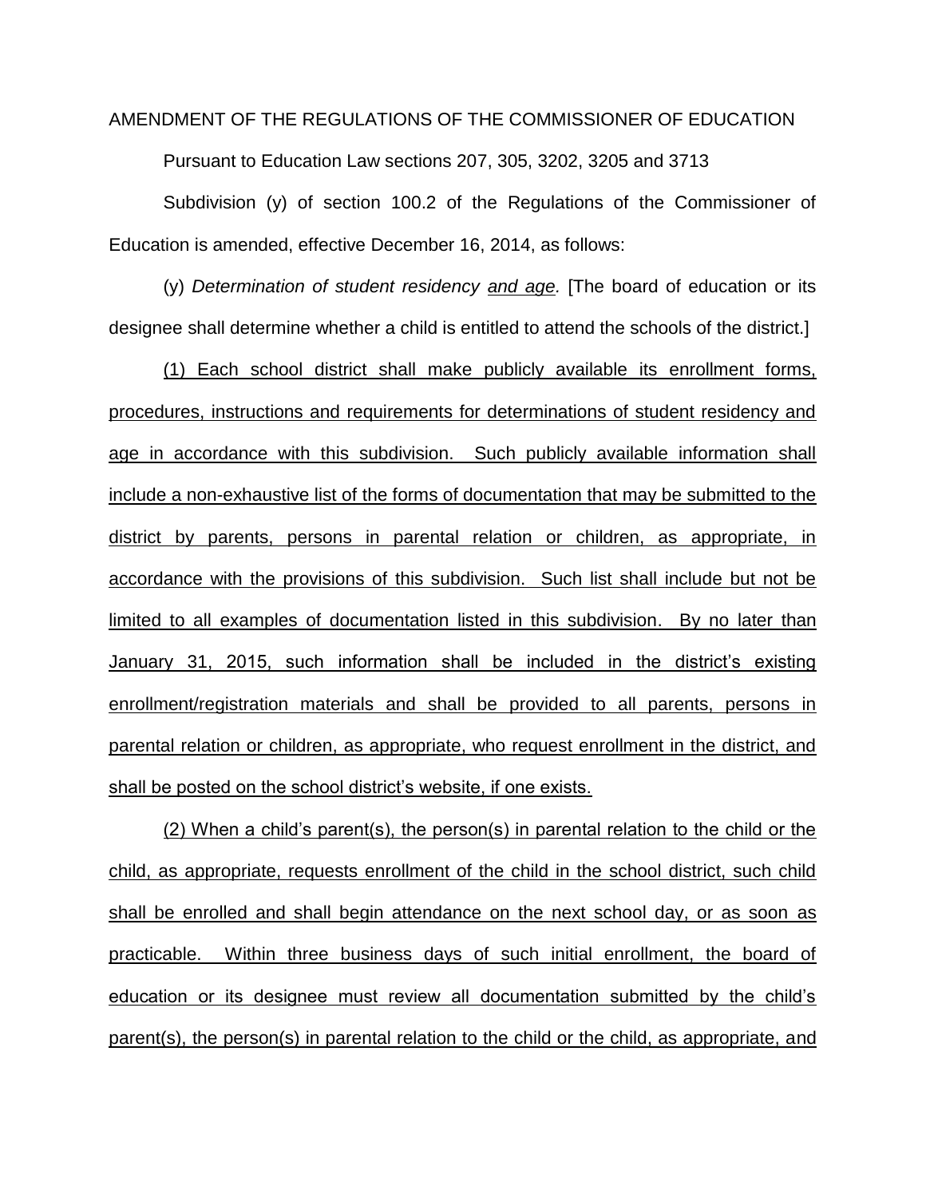AMENDMENT OF THE REGULATIONS OF THE COMMISSIONER OF EDUCATION

Pursuant to Education Law sections 207, 305, 3202, 3205 and 3713

Subdivision (y) of section 100.2 of the Regulations of the Commissioner of Education is amended, effective December 16, 2014, as follows:

(y) *Determination of student residency* <u>*and age*</u>*.* [The board of education or its designee shall determine whether a child is entitled to attend the schools of the district.]

<u>(1) Each school district shall make publicly available its enrollment forms, procedures, instructions and requirements for determinations of student residency and age in accordance with this subdivision. Such publicly available information shall include a non-exhaustive list of the forms of documentation that may be submitted to the district by parents, persons in parental relation or children, as appropriate, in accordance with the provisions of this subdivision. Such list shall include but not be limited to all examples of documentation listed in this subdivision. By no later than January 31, 2015, such information shall be included in the district's existing enrollment/registration materials and shall be provided to all parents, persons in parental relation or children, as appropriate, who request enrollment in the district, and shall be posted on the school district's website, if one exists.</u>

<u>(2) When a child's parent(s), the person(s) in parental relation to the child or the child, as appropriate, requests enrollment of the child in the school district, such child shall be enrolled and shall begin attendance on the next school day, or as soon as practicable. Within three business days of such initial enrollment, the board of education or its designee must review all documentation submitted by the child's parent(s), the person(s) in parental relation to the child or the child, as appropriate, and</u>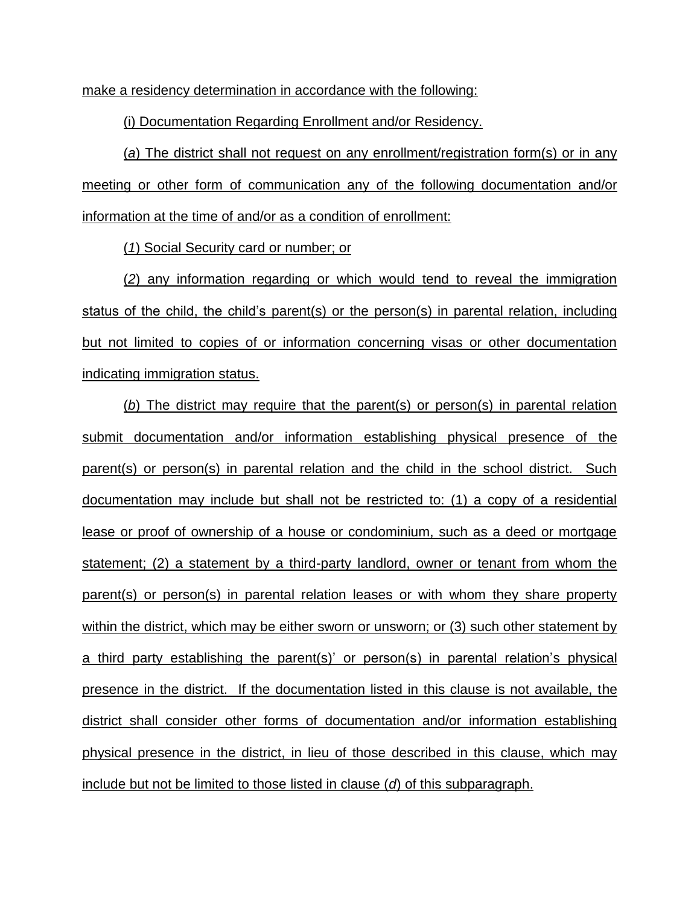make a residency determination in accordance with the following:

(i) Documentation Regarding Enrollment and/or Residency.

(*a*) The district shall not request on any enrollment/registration form(s) or in any meeting or other form of communication any of the following documentation and/or information at the time of and/or as a condition of enrollment:

(*1*) Social Security card or number; or

(*2*) any information regarding or which would tend to reveal the immigration status of the child, the child's parent(s) or the person(s) in parental relation, including but not limited to copies of or information concerning visas or other documentation indicating immigration status.

(*b*) The district may require that the parent(s) or person(s) in parental relation submit documentation and/or information establishing physical presence of the parent(s) or person(s) in parental relation and the child in the school district. Such documentation may include but shall not be restricted to: (1) a copy of a residential lease or proof of ownership of a house or condominium, such as a deed or mortgage statement; (2) a statement by a third-party landlord, owner or tenant from whom the parent(s) or person(s) in parental relation leases or with whom they share property within the district, which may be either sworn or unsworn; or (3) such other statement by a third party establishing the parent(s)' or person(s) in parental relation's physical presence in the district. If the documentation listed in this clause is not available, the district shall consider other forms of documentation and/or information establishing physical presence in the district, in lieu of those described in this clause, which may include but not be limited to those listed in clause (*d*) of this subparagraph.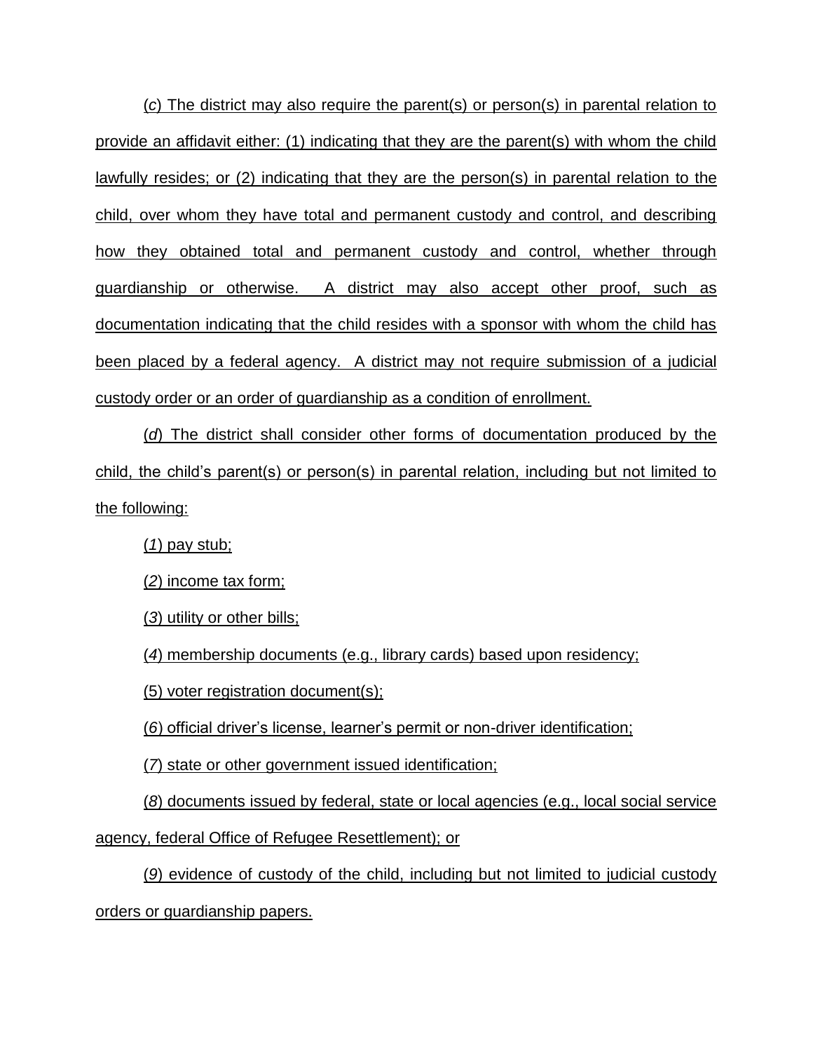(*c*) The district may also require the parent(s) or person(s) in parental relation to provide an affidavit either: (1) indicating that they are the parent(s) with whom the child lawfully resides; or (2) indicating that they are the person(s) in parental relation to the child, over whom they have total and permanent custody and control, and describing how they obtained total and permanent custody and control, whether through guardianship or otherwise. A district may also accept other proof, such as documentation indicating that the child resides with a sponsor with whom the child has been placed by a federal agency. A district may not require submission of a judicial custody order or an order of guardianship as a condition of enrollment.

(*d*) The district shall consider other forms of documentation produced by the child, the child's parent(s) or person(s) in parental relation, including but not limited to the following:

(*1*) pay stub;

(*2*) income tax form;

(*3*) utility or other bills;

(*4*) membership documents (e.g., library cards) based upon residency;

(5) voter registration document(s);

(*6*) official driver's license, learner's permit or non-driver identification;

(*7*) state or other government issued identification;

(*8*) documents issued by federal, state or local agencies (e.g., local social service agency, federal Office of Refugee Resettlement); or

(*9*) evidence of custody of the child, including but not limited to judicial custody orders or guardianship papers.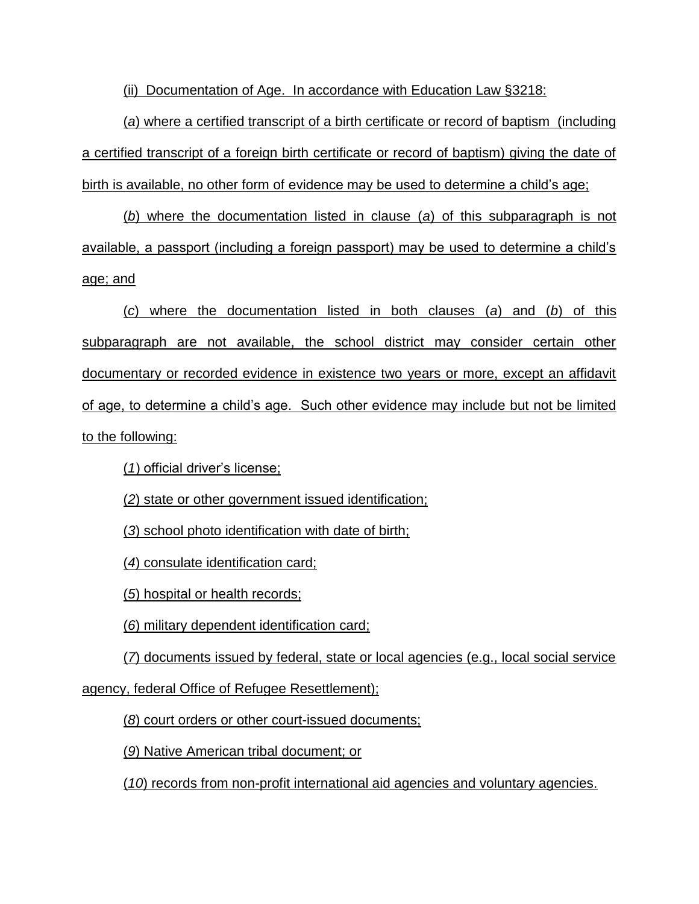(ii) Documentation of Age. In accordance with Education Law §3218:

(*a*) where a certified transcript of a birth certificate or record of baptism (including a certified transcript of a foreign birth certificate or record of baptism) giving the date of birth is available, no other form of evidence may be used to determine a child's age;

(*b*) where the documentation listed in clause (*a*) of this subparagraph is not available, a passport (including a foreign passport) may be used to determine a child's age; and

(*c*) where the documentation listed in both clauses (*a*) and (*b*) of this subparagraph are not available, the school district may consider certain other documentary or recorded evidence in existence two years or more, except an affidavit of age, to determine a child's age. Such other evidence may include but not be limited to the following:

(*1*) official driver's license;

(*2*) state or other government issued identification;

(*3*) school photo identification with date of birth;

(*4*) consulate identification card;

(*5*) hospital or health records;

(*6*) military dependent identification card;

(*7*) documents issued by federal, state or local agencies (e.g., local social service agency, federal Office of Refugee Resettlement);

(*8*) court orders or other court-issued documents;

(*9*) Native American tribal document; or

(*10*) records from non-profit international aid agencies and voluntary agencies.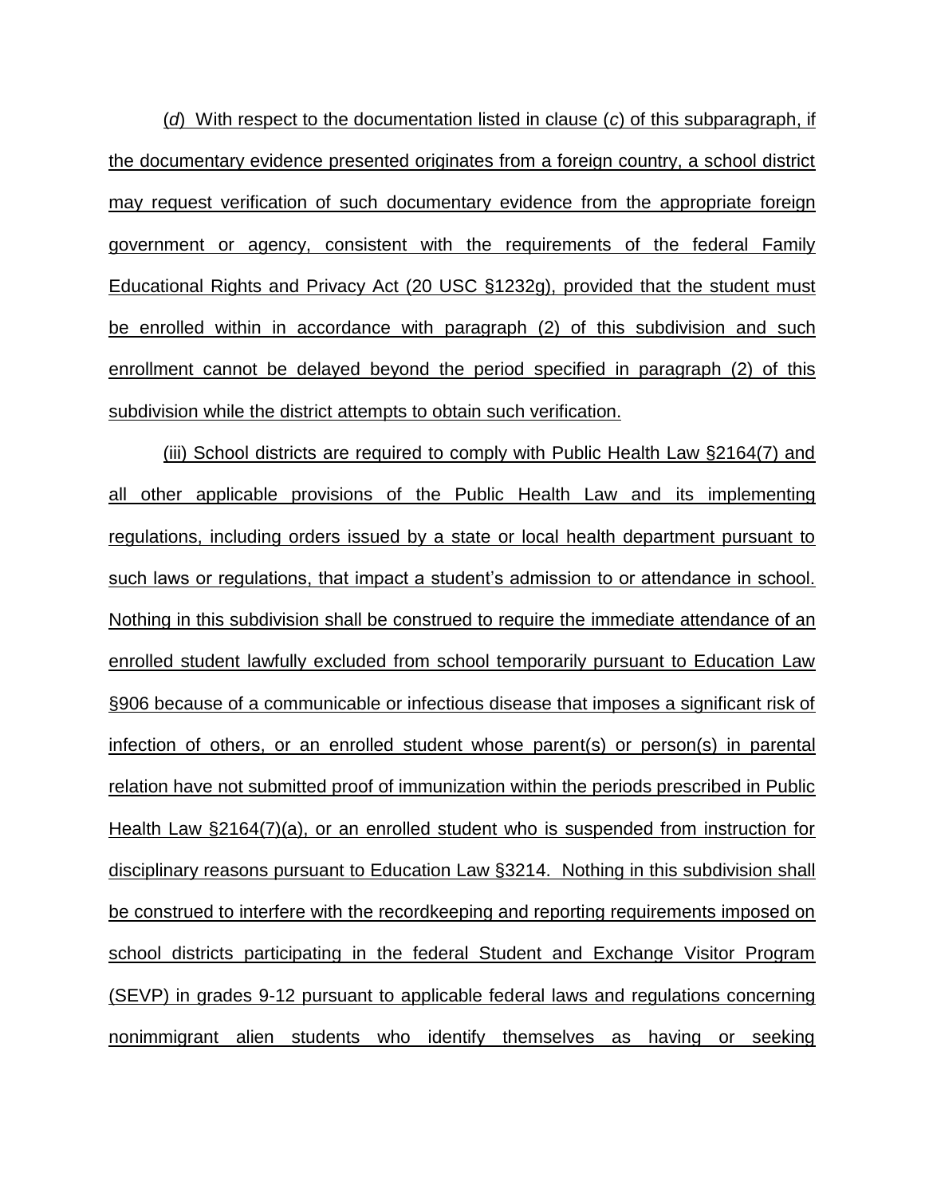(*d*) With respect to the documentation listed in clause (*c*) of this subparagraph, if the documentary evidence presented originates from a foreign country, a school district may request verification of such documentary evidence from the appropriate foreign government or agency, consistent with the requirements of the federal Family Educational Rights and Privacy Act (20 USC §1232g), provided that the student must be enrolled within in accordance with paragraph (2) of this subdivision and such enrollment cannot be delayed beyond the period specified in paragraph (2) of this subdivision while the district attempts to obtain such verification.

(iii) School districts are required to comply with Public Health Law §2164(7) and all other applicable provisions of the Public Health Law and its implementing regulations, including orders issued by a state or local health department pursuant to such laws or regulations, that impact a student's admission to or attendance in school. Nothing in this subdivision shall be construed to require the immediate attendance of an enrolled student lawfully excluded from school temporarily pursuant to Education Law §906 because of a communicable or infectious disease that imposes a significant risk of infection of others, or an enrolled student whose parent(s) or person(s) in parental relation have not submitted proof of immunization within the periods prescribed in Public Health Law §2164(7)(a), or an enrolled student who is suspended from instruction for disciplinary reasons pursuant to Education Law §3214. Nothing in this subdivision shall be construed to interfere with the recordkeeping and reporting requirements imposed on school districts participating in the federal Student and Exchange Visitor Program (SEVP) in grades 9-12 pursuant to applicable federal laws and regulations concerning nonimmigrant alien students who identify themselves as having or seeking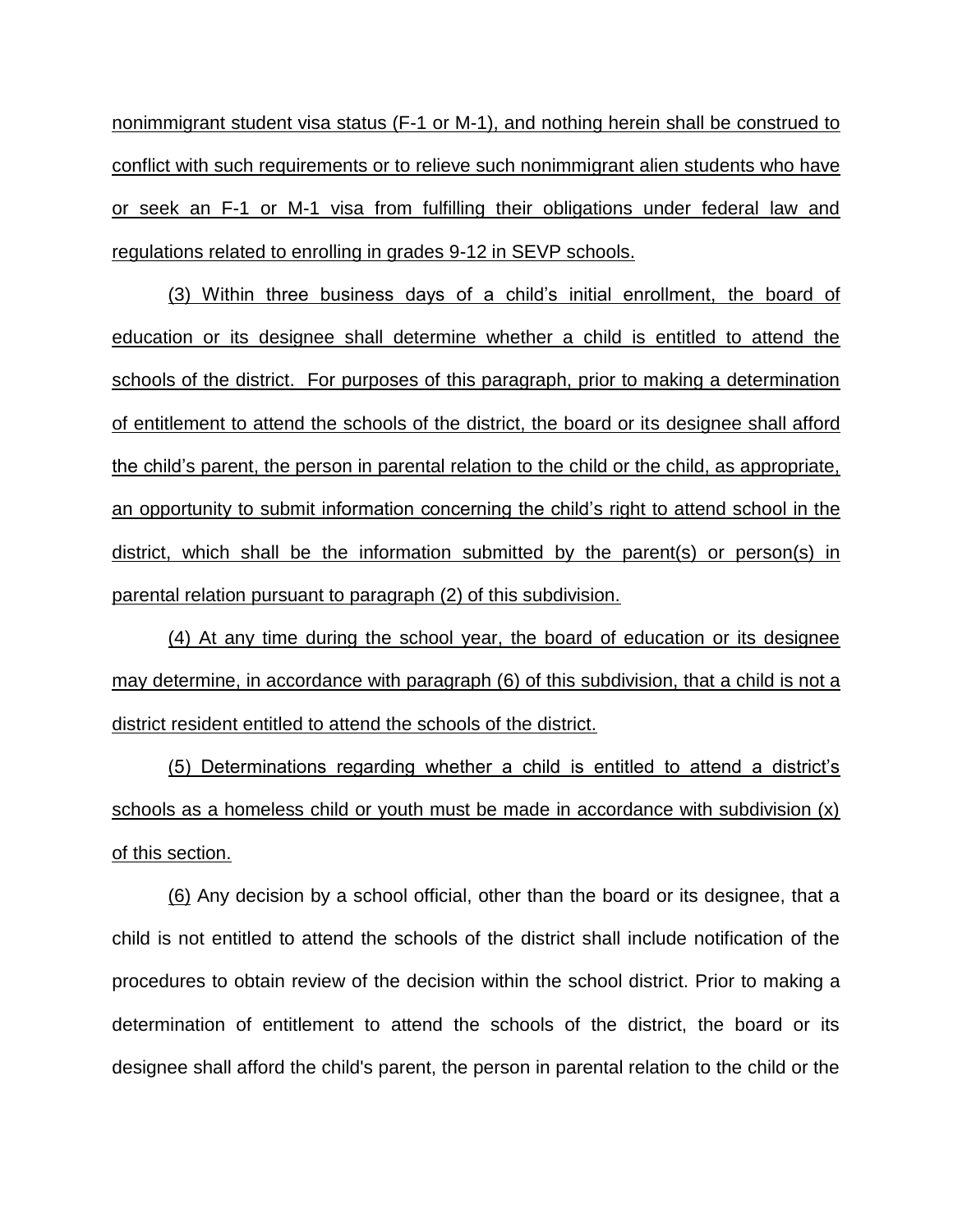nonimmigrant student visa status (F-1 or M-1), and nothing herein shall be construed to conflict with such requirements or to relieve such nonimmigrant alien students who have or seek an F-1 or M-1 visa from fulfilling their obligations under federal law and regulations related to enrolling in grades 9-12 in SEVP schools.

(3) Within three business days of a child's initial enrollment, the board of education or its designee shall determine whether a child is entitled to attend the schools of the district. For purposes of this paragraph, prior to making a determination of entitlement to attend the schools of the district, the board or its designee shall afford the child's parent, the person in parental relation to the child or the child, as appropriate, an opportunity to submit information concerning the child's right to attend school in the district, which shall be the information submitted by the parent(s) or person(s) in parental relation pursuant to paragraph (2) of this subdivision.

(4) At any time during the school year, the board of education or its designee may determine, in accordance with paragraph (6) of this subdivision, that a child is not a district resident entitled to attend the schools of the district.

(5) Determinations regarding whether a child is entitled to attend a district's schools as a homeless child or youth must be made in accordance with subdivision (x) of this section.

(6) Any decision by a school official, other than the board or its designee, that a child is not entitled to attend the schools of the district shall include notification of the procedures to obtain review of the decision within the school district. Prior to making a determination of entitlement to attend the schools of the district, the board or its designee shall afford the child's parent, the person in parental relation to the child or the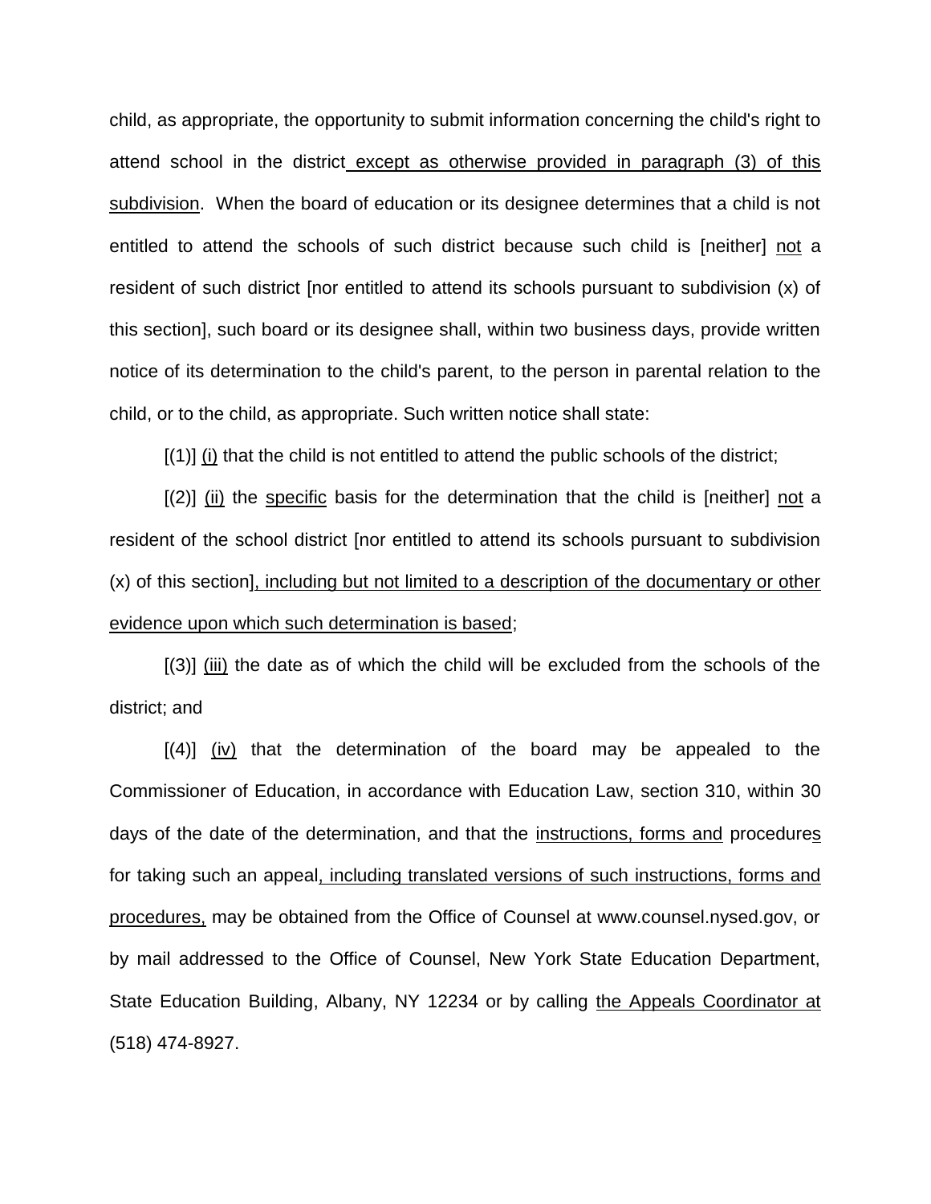child, as appropriate, the opportunity to submit information concerning the child's right to attend school in the district except as otherwise provided in paragraph (3) of this subdivision. When the board of education or its designee determines that a child is not entitled to attend the schools of such district because such child is [neither] not a resident of such district [nor entitled to attend its schools pursuant to subdivision (x) of this section], such board or its designee shall, within two business days, provide written notice of its determination to the child's parent, to the person in parental relation to the child, or to the child, as appropriate. Such written notice shall state:

[(1)] (i) that the child is not entitled to attend the public schools of the district;

[(2)] (ii) the specific basis for the determination that the child is [neither] not a resident of the school district [nor entitled to attend its schools pursuant to subdivision (x) of this section], including but not limited to a description of the documentary or other evidence upon which such determination is based;

[(3)] (iii) the date as of which the child will be excluded from the schools of the district; and

[(4)] (iv) that the determination of the board may be appealed to the Commissioner of Education, in accordance with Education Law, section 310, within 30 days of the date of the determination, and that the instructions, forms and procedures for taking such an appeal, including translated versions of such instructions, forms and procedures, may be obtained from the Office of Counsel at www.counsel.nysed.gov, or by mail addressed to the Office of Counsel, New York State Education Department, State Education Building, Albany, NY 12234 or by calling the Appeals Coordinator at (518) 474-8927.